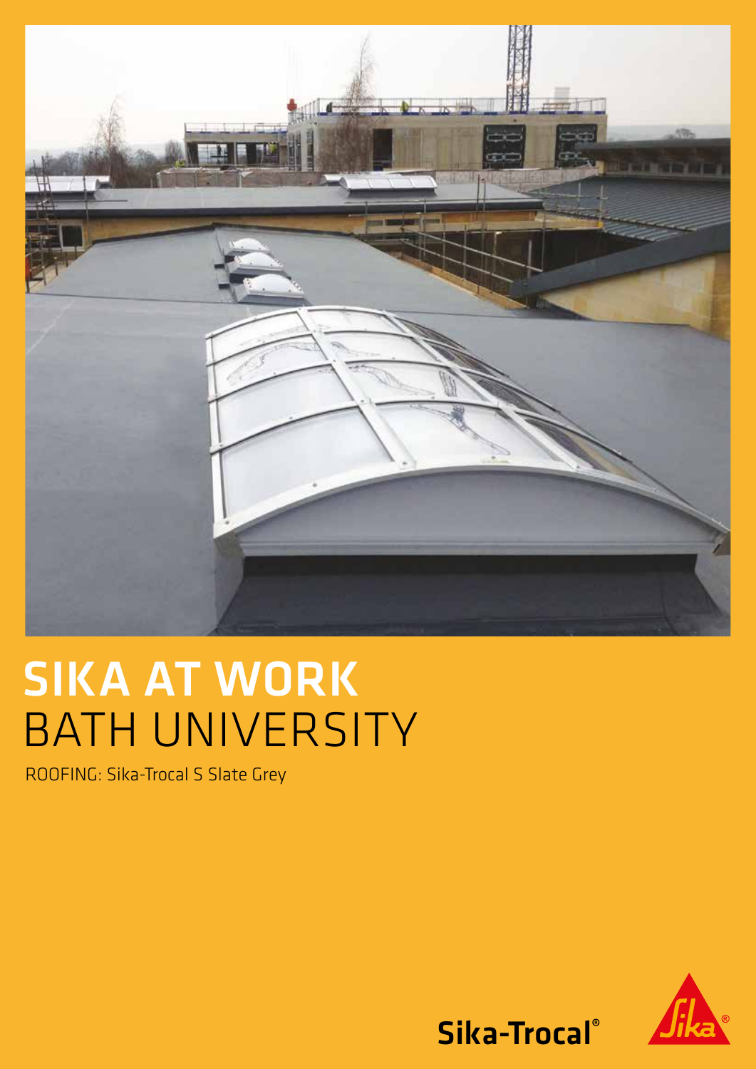# SIKA AT WORK
## BATH UNIVERSITY

ROOFING: Sika-Trocal S Slate Grey

Sika-Trocal®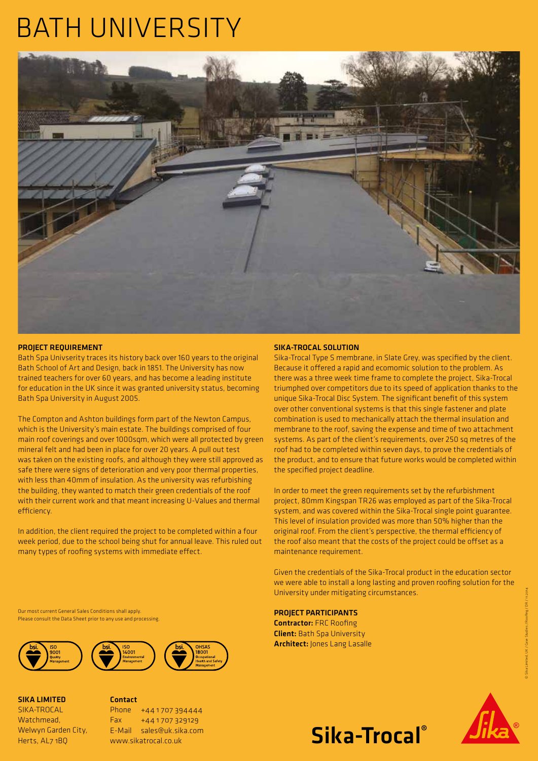# BATH UNIVERSITY

### PROJECT REQUIREMENT

Bath Spa Univserity traces its history back over 160 years to the original Bath School of Art and Design, back in 1851. The University has now trained teachers for over 60 years, and has become a leading institute for education in the UK since it was granted university status, becoming Bath Spa University in August 2005.

The Compton and Ashton buildings form part of the Newton Campus, which is the University's main estate. The buildings comprised of four main roof coverings and over 1000sqm, which were all protected by green mineral felt and had been in place for over 20 years. A pull out test was taken on the existing roofs, and although they were still approved as safe there were signs of deterioration and very poor thermal properties, with less than 40mm of insulation. As the university was refurbishing the building, they wanted to match their green credentials of the roof with their current work and that meant increasing U-Values and thermal efficiency.

In addition, the client required the project to be completed within a four week period, due to the school being shut for annual leave. This ruled out many types of roofing systems with immediate effect.

### SIKA-TROCAL SOLUTION

Sika-Trocal Type S membrane, in Slate Grey, was specified by the client. Because it offered a rapid and ecomomic solution to the problem. As there was a three week time frame to complete the project, Sika-Trocal triumphed over competitors due to its speed of application thanks to the unique Sika-Trocal Disc System. The significant benefit of this system over other conventional systems is that this single fastener and plate combination is used to mechanically attach the thermal insulation and membrane to the roof, saving the expense and time of two attachment systems. As part of the client's requirements, over 250 sq metres of the roof had to be completed within seven days, to prove the credentials of the product, and to ensure that future works would be completed within the specified project deadline.

In order to meet the green requirements set by the refurbishment project, 80mm Kingspan TR26 was employed as part of the Sika-Trocal system, and was covered within the Sika-Trocal single point guarantee. This level of insulation provided was more than 50% higher than the original roof. From the client's perspective, the thermal efficiency of the roof also meant that the costs of the project could be offset as a maintenance requirement.

Given the credentials of the Sika-Trocal product in the education sector we were able to install a long lasting and proven roofing solution for the University under mitigating circumstances.

### PROJECT PARTICIPANTS

**Contractor:** FRC Roofing
**Client:** Bath Spa University
**Architect:** Jones Lang Lasalle

Our most current General Sales Conditions shall apply.
Please consult the Data Sheet prior to any use and processing.

bsi. ISO 9001 Quality Management
bsi. ISO 14001 Environmental Management
bsi. OHSAS 18001 Occupational Health and Safety Management

**SIKA LIMITED**
SIKA-TROCAL
Watchmead,
Welwyn Garden City,
Herts, AL7 1BQ

**Contact**
Phone +44 1707 394444
Fax +44 1707 329129
E-Mail sales@uk.sika.com
www.sikatrocal.co.uk

**Sika-Trocal®**

© Sika Limited, UK / Case Studies / Roofing / DR / 11.2014